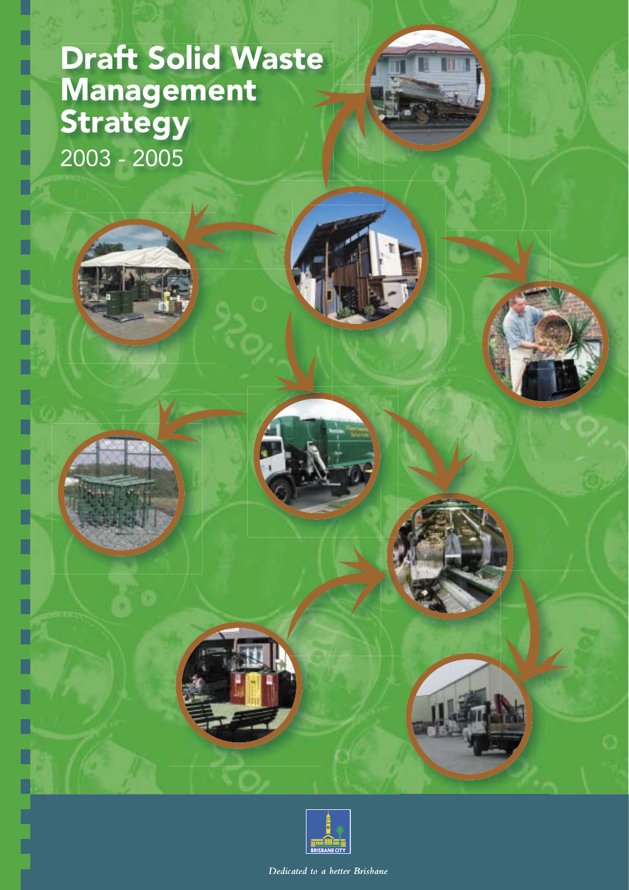# Draft Solid Waste Management Strategy

2003 - 2005

BRISBANE CITY

*Dedicated to a better Brisbane*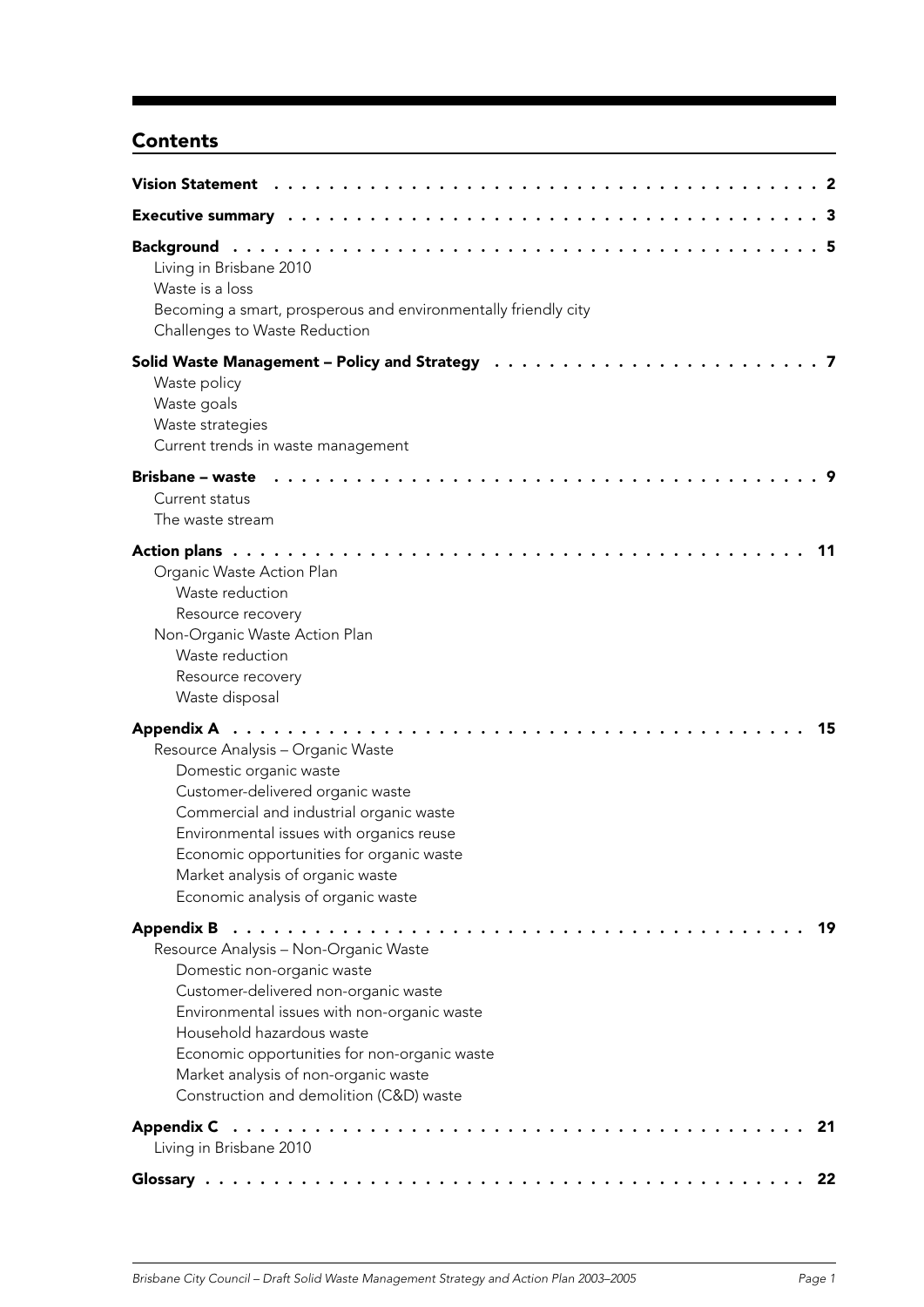## Contents

**Vision Statement** . . . . . 2

**Executive summary** . . . . . 3

**Background** . . . . . 5

- Living in Brisbane 2010
- Waste is a loss
- Becoming a smart, prosperous and environmentally friendly city
- Challenges to Waste Reduction

**Solid Waste Management – Policy and Strategy** . . . . . 7

- Waste policy
- Waste goals
- Waste strategies
- Current trends in waste management

**Brisbane – waste** . . . . . 9

- Current status
- The waste stream

**Action plans** . . . . . 11

- Organic Waste Action Plan
  - Waste reduction
  - Resource recovery
- Non-Organic Waste Action Plan
  - Waste reduction
  - Resource recovery
  - Waste disposal

**Appendix A** . . . . . 15

- Resource Analysis – Organic Waste
  - Domestic organic waste
  - Customer-delivered organic waste
  - Commercial and industrial organic waste
  - Environmental issues with organics reuse
  - Economic opportunities for organic waste
  - Market analysis of organic waste
  - Economic analysis of organic waste

**Appendix B** . . . . . 19

- Resource Analysis – Non-Organic Waste
  - Domestic non-organic waste
  - Customer-delivered non-organic waste
  - Environmental issues with non-organic waste
  - Household hazardous waste
  - Economic opportunities for non-organic waste
  - Market analysis of non-organic waste
  - Construction and demolition (C&D) waste

**Appendix C** . . . . . 21

- Living in Brisbane 2010

**Glossary** . . . . . 22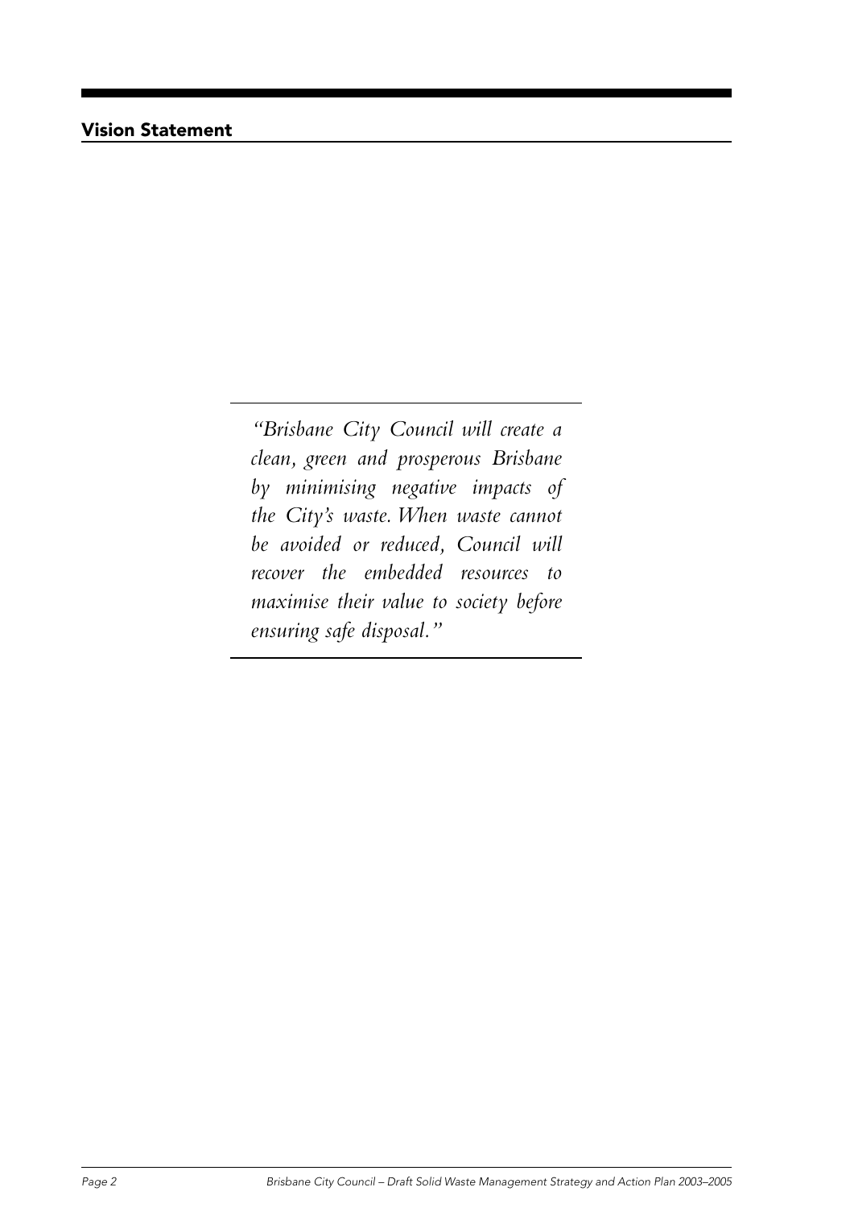## Vision Statement

*"Brisbane City Council will create a clean, green and prosperous Brisbane by minimising negative impacts of the City's waste. When waste cannot be avoided or reduced, Council will recover the embedded resources to maximise their value to society before ensuring safe disposal."*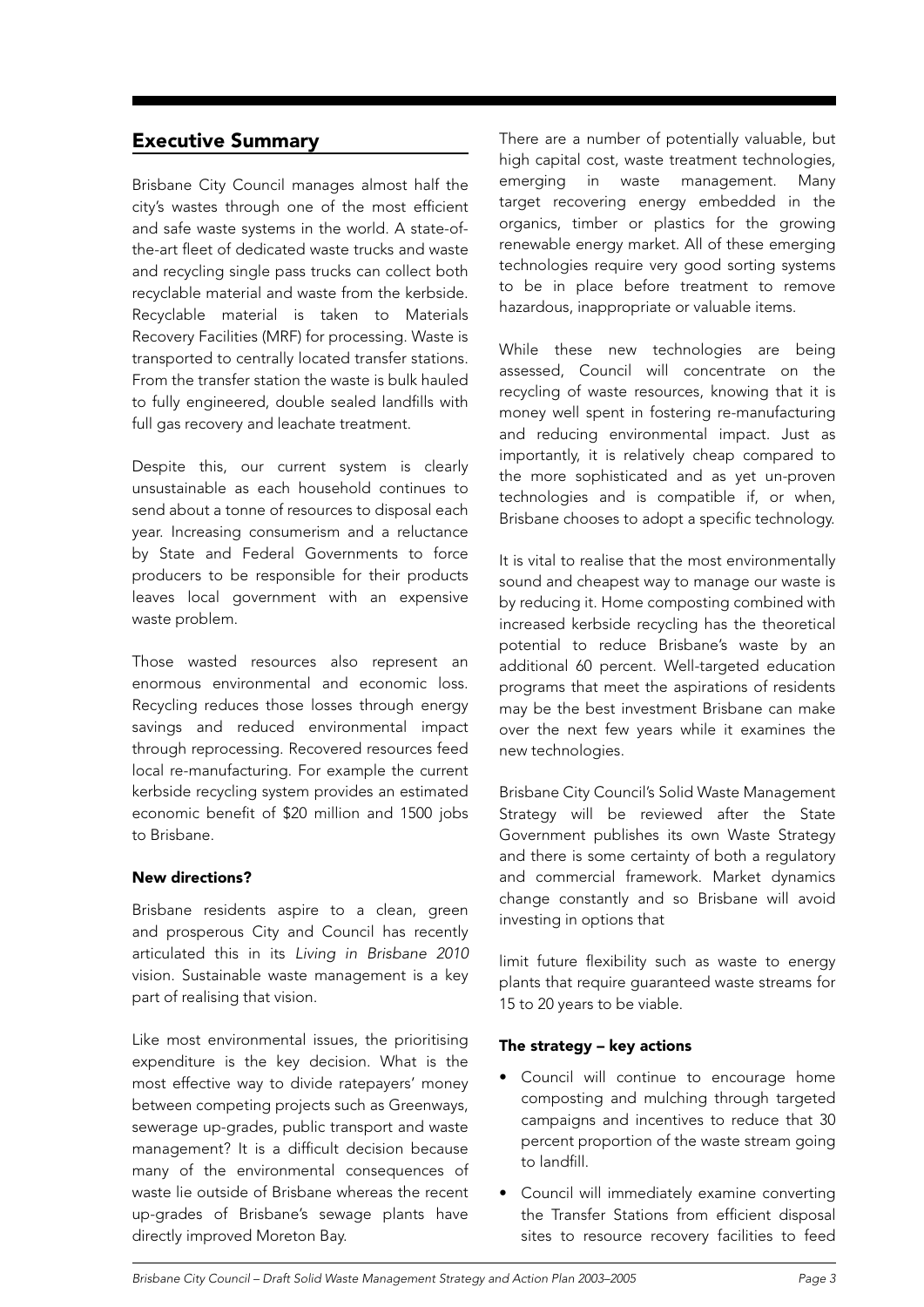## Executive Summary

Brisbane City Council manages almost half the city's wastes through one of the most efficient and safe waste systems in the world. A state-of-the-art fleet of dedicated waste trucks and waste and recycling single pass trucks can collect both recyclable material and waste from the kerbside. Recyclable material is taken to Materials Recovery Facilities (MRF) for processing. Waste is transported to centrally located transfer stations. From the transfer station the waste is bulk hauled to fully engineered, double sealed landfills with full gas recovery and leachate treatment.

Despite this, our current system is clearly unsustainable as each household continues to send about a tonne of resources to disposal each year. Increasing consumerism and a reluctance by State and Federal Governments to force producers to be responsible for their products leaves local government with an expensive waste problem.

Those wasted resources also represent an enormous environmental and economic loss. Recycling reduces those losses through energy savings and reduced environmental impact through reprocessing. Recovered resources feed local re-manufacturing. For example the current kerbside recycling system provides an estimated economic benefit of $20 million and 1500 jobs to Brisbane.

#### New directions?

Brisbane residents aspire to a clean, green and prosperous City and Council has recently articulated this in its *Living in Brisbane 2010* vision. Sustainable waste management is a key part of realising that vision.

Like most environmental issues, the prioritising expenditure is the key decision. What is the most effective way to divide ratepayers' money between competing projects such as Greenways, sewerage up-grades, public transport and waste management? It is a difficult decision because many of the environmental consequences of waste lie outside of Brisbane whereas the recent up-grades of Brisbane's sewage plants have directly improved Moreton Bay.

There are a number of potentially valuable, but high capital cost, waste treatment technologies, emerging in waste management. Many target recovering energy embedded in the organics, timber or plastics for the growing renewable energy market. All of these emerging technologies require very good sorting systems to be in place before treatment to remove hazardous, inappropriate or valuable items.

While these new technologies are being assessed, Council will concentrate on the recycling of waste resources, knowing that it is money well spent in fostering re-manufacturing and reducing environmental impact. Just as importantly, it is relatively cheap compared to the more sophisticated and as yet un-proven technologies and is compatible if, or when, Brisbane chooses to adopt a specific technology.

It is vital to realise that the most environmentally sound and cheapest way to manage our waste is by reducing it. Home composting combined with increased kerbside recycling has the theoretical potential to reduce Brisbane's waste by an additional 60 percent. Well-targeted education programs that meet the aspirations of residents may be the best investment Brisbane can make over the next few years while it examines the new technologies.

Brisbane City Council's Solid Waste Management Strategy will be reviewed after the State Government publishes its own Waste Strategy and there is some certainty of both a regulatory and commercial framework. Market dynamics change constantly and so Brisbane will avoid investing in options that limit future flexibility such as waste to energy plants that require guaranteed waste streams for 15 to 20 years to be viable.

#### The strategy – key actions

- Council will continue to encourage home composting and mulching through targeted campaigns and incentives to reduce that 30 percent proportion of the waste stream going to landfill.
- Council will immediately examine converting the Transfer Stations from efficient disposal sites to resource recovery facilities to feed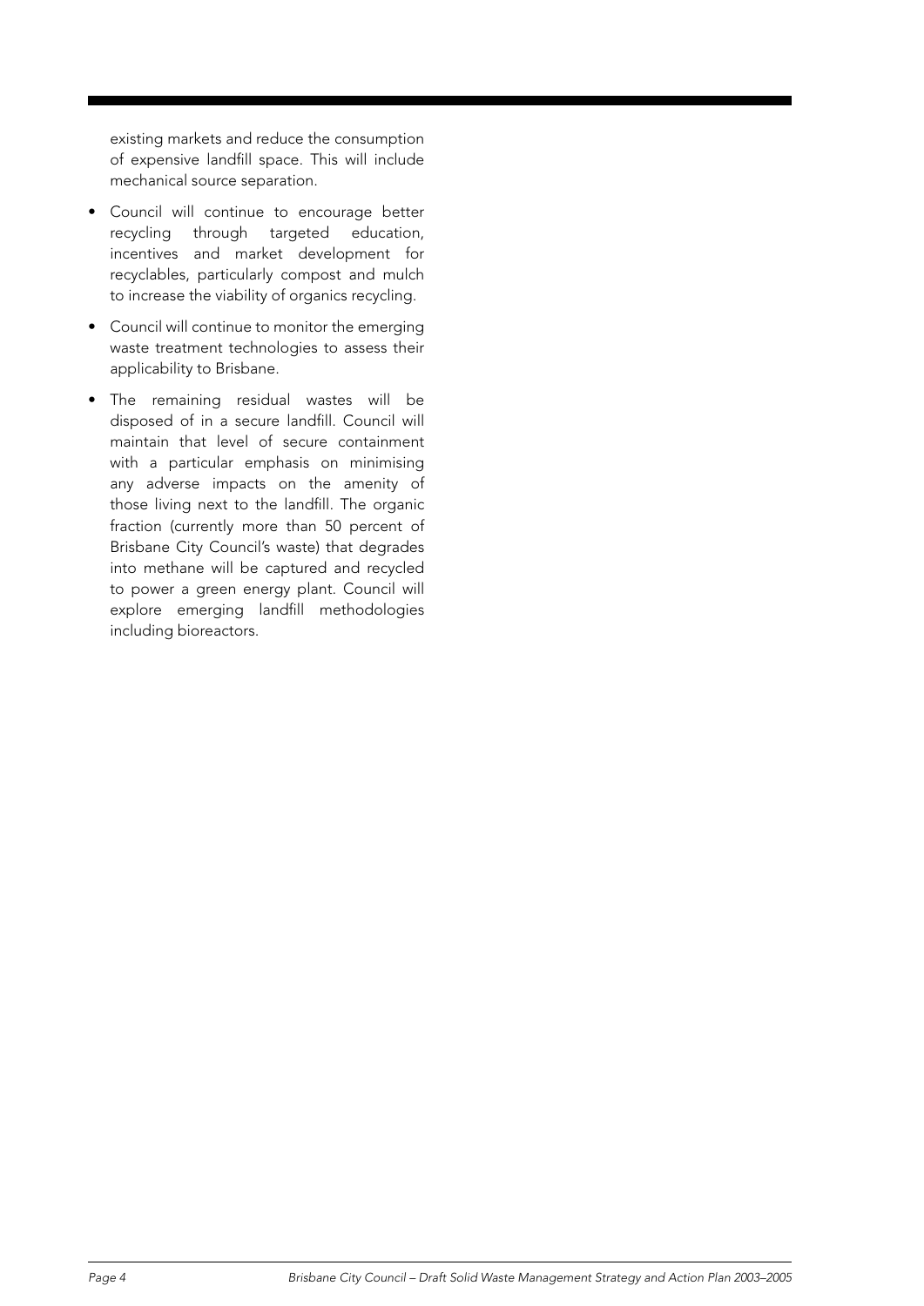existing markets and reduce the consumption of expensive landfill space. This will include mechanical source separation.

- Council will continue to encourage better recycling through targeted education, incentives and market development for recyclables, particularly compost and mulch to increase the viability of organics recycling.
- Council will continue to monitor the emerging waste treatment technologies to assess their applicability to Brisbane.
- The remaining residual wastes will be disposed of in a secure landfill. Council will maintain that level of secure containment with a particular emphasis on minimising any adverse impacts on the amenity of those living next to the landfill. The organic fraction (currently more than 50 percent of Brisbane City Council's waste) that degrades into methane will be captured and recycled to power a green energy plant. Council will explore emerging landfill methodologies including bioreactors.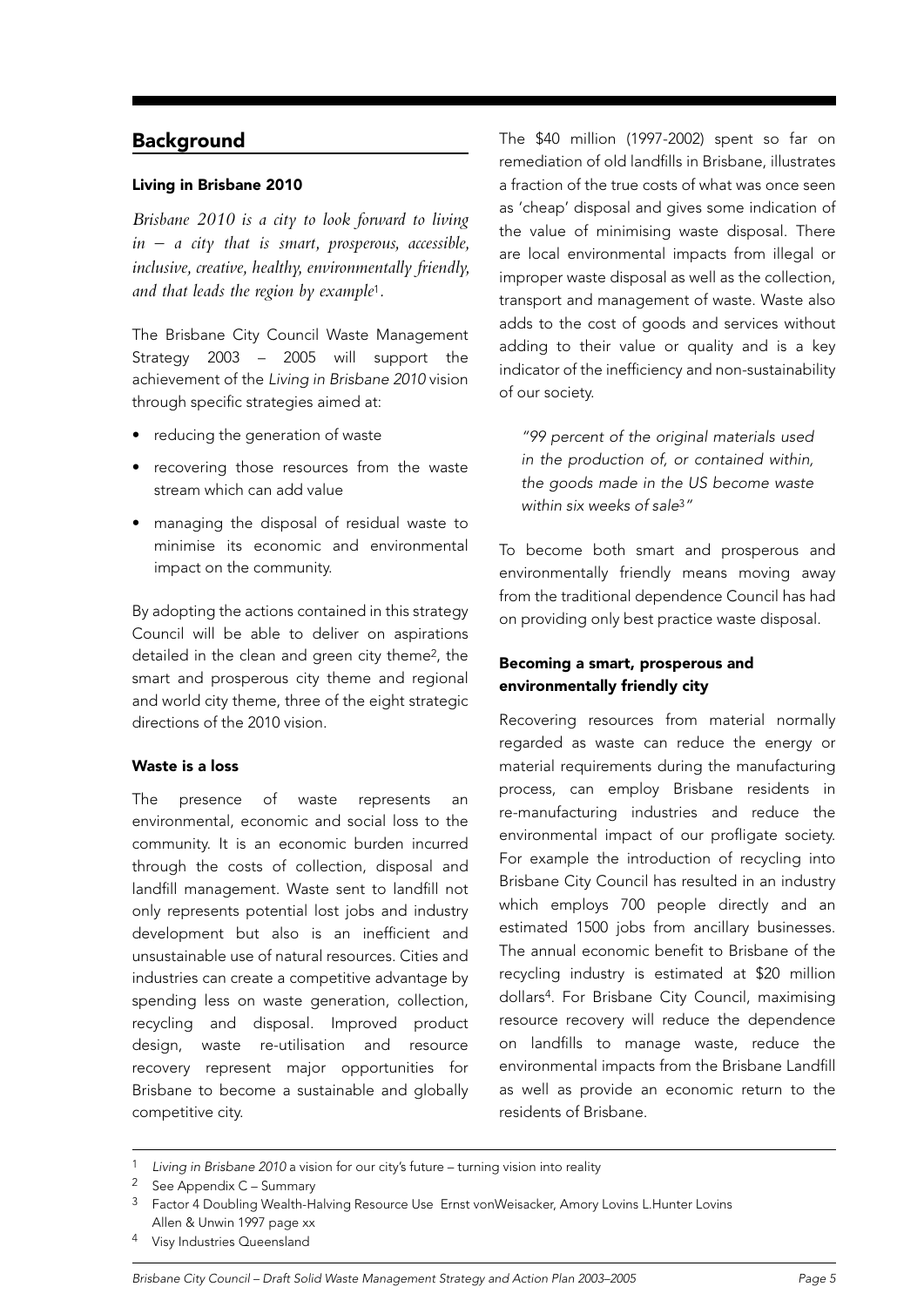## Background

### Living in Brisbane 2010

*Brisbane 2010 is a city to look forward to living in – a city that is smart, prosperous, accessible, inclusive, creative, healthy, environmentally friendly, and that leads the region by example*[1].

The Brisbane City Council Waste Management Strategy 2003 – 2005 will support the achievement of the *Living in Brisbane 2010* vision through specific strategies aimed at:

- reducing the generation of waste
- recovering those resources from the waste stream which can add value
- managing the disposal of residual waste to minimise its economic and environmental impact on the community.

By adopting the actions contained in this strategy Council will be able to deliver on aspirations detailed in the clean and green city theme[2], the smart and prosperous city theme and regional and world city theme, three of the eight strategic directions of the 2010 vision.

### Waste is a loss

The presence of waste represents an environmental, economic and social loss to the community. It is an economic burden incurred through the costs of collection, disposal and landfill management. Waste sent to landfill not only represents potential lost jobs and industry development but also is an inefficient and unsustainable use of natural resources. Cities and industries can create a competitive advantage by spending less on waste generation, collection, recycling and disposal. Improved product design, waste re-utilisation and resource recovery represent major opportunities for Brisbane to become a sustainable and globally competitive city.

The $40 million (1997-2002) spent so far on remediation of old landfills in Brisbane, illustrates a fraction of the true costs of what was once seen as 'cheap' disposal and gives some indication of the value of minimising waste disposal. There are local environmental impacts from illegal or improper waste disposal as well as the collection, transport and management of waste. Waste also adds to the cost of goods and services without adding to their value or quality and is a key indicator of the inefficiency and non-sustainability of our society.

> *"99 percent of the original materials used in the production of, or contained within, the goods made in the US become waste within six weeks of sale*[3]*"*

To become both smart and prosperous and environmentally friendly means moving away from the traditional dependence Council has had on providing only best practice waste disposal.

### Becoming a smart, prosperous and environmentally friendly city

Recovering resources from material normally regarded as waste can reduce the energy or material requirements during the manufacturing process, can employ Brisbane residents in re-manufacturing industries and reduce the environmental impact of our profligate society. For example the introduction of recycling into Brisbane City Council has resulted in an industry which employs 700 people directly and an estimated 1500 jobs from ancillary businesses. The annual economic benefit to Brisbane of the recycling industry is estimated at $20 million dollars[4]. For Brisbane City Council, maximising resource recovery will reduce the dependence on landfills to manage waste, reduce the environmental impacts from the Brisbane Landfill as well as provide an economic return to the residents of Brisbane.

---

[1] *Living in Brisbane 2010* a vision for our city's future – turning vision into reality

[2] See Appendix C – Summary

[3] Factor 4 Doubling Wealth-Halving Resource Use Ernst vonWeisacker, Amory Lovins L.Hunter Lovins Allen & Unwin 1997 page xx

[4] Visy Industries Queensland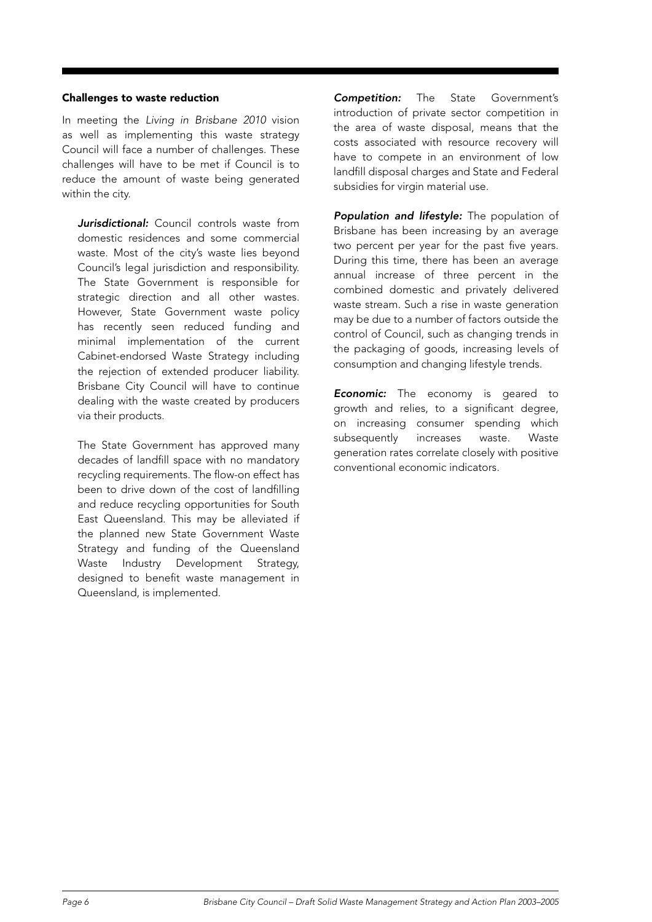### Challenges to waste reduction

In meeting the *Living in Brisbane 2010* vision as well as implementing this waste strategy Council will face a number of challenges. These challenges will have to be met if Council is to reduce the amount of waste being generated within the city.

***Jurisdictional:*** Council controls waste from domestic residences and some commercial waste. Most of the city's waste lies beyond Council's legal jurisdiction and responsibility. The State Government is responsible for strategic direction and all other wastes. However, State Government waste policy has recently seen reduced funding and minimal implementation of the current Cabinet-endorsed Waste Strategy including the rejection of extended producer liability. Brisbane City Council will have to continue dealing with the waste created by producers via their products.

The State Government has approved many decades of landfill space with no mandatory recycling requirements. The flow-on effect has been to drive down of the cost of landfilling and reduce recycling opportunities for South East Queensland. This may be alleviated if the planned new State Government Waste Strategy and funding of the Queensland Waste Industry Development Strategy, designed to benefit waste management in Queensland, is implemented.

***Competition:*** The State Government's introduction of private sector competition in the area of waste disposal, means that the costs associated with resource recovery will have to compete in an environment of low landfill disposal charges and State and Federal subsidies for virgin material use.

***Population and lifestyle:*** The population of Brisbane has been increasing by an average two percent per year for the past five years. During this time, there has been an average annual increase of three percent in the combined domestic and privately delivered waste stream. Such a rise in waste generation may be due to a number of factors outside the control of Council, such as changing trends in the packaging of goods, increasing levels of consumption and changing lifestyle trends.

***Economic:*** The economy is geared to growth and relies, to a significant degree, on increasing consumer spending which subsequently increases waste. Waste generation rates correlate closely with positive conventional economic indicators.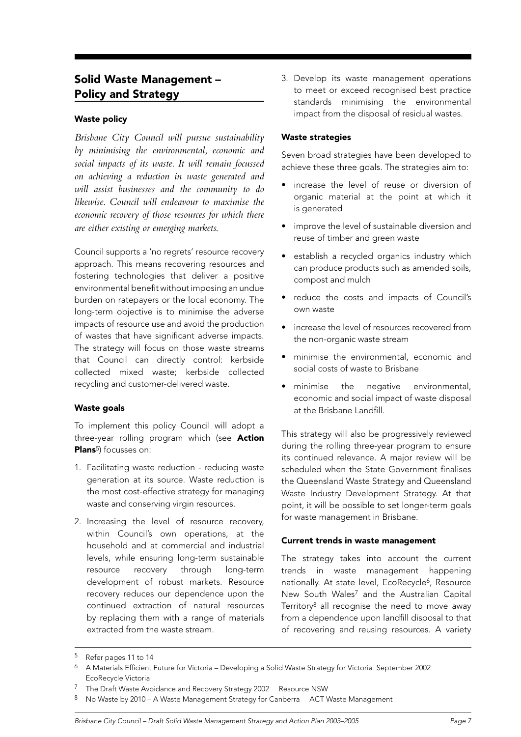## Solid Waste Management – Policy and Strategy

### Waste policy

*Brisbane City Council will pursue sustainability by minimising the environmental, economic and social impacts of its waste. It will remain focussed on achieving a reduction in waste generated and will assist businesses and the community to do likewise. Council will endeavour to maximise the economic recovery of those resources for which there are either existing or emerging markets.*

Council supports a 'no regrets' resource recovery approach. This means recovering resources and fostering technologies that deliver a positive environmental benefit without imposing an undue burden on ratepayers or the local economy. The long-term objective is to minimise the adverse impacts of resource use and avoid the production of wastes that have significant adverse impacts. The strategy will focus on those waste streams that Council can directly control: kerbside collected mixed waste; kerbside collected recycling and customer-delivered waste.

### Waste goals

To implement this policy Council will adopt a three-year rolling program which (see **Action Plans**[5]) focusses on:

1. Facilitating waste reduction - reducing waste generation at its source. Waste reduction is the most cost-effective strategy for managing waste and conserving virgin resources.
2. Increasing the level of resource recovery, within Council's own operations, at the household and at commercial and industrial levels, while ensuring long-term sustainable resource recovery through long-term development of robust markets. Resource recovery reduces our dependence upon the continued extraction of natural resources by replacing them with a range of materials extracted from the waste stream.
3. Develop its waste management operations to meet or exceed recognised best practice standards minimising the environmental impact from the disposal of residual wastes.

### Waste strategies

Seven broad strategies have been developed to achieve these three goals. The strategies aim to:

- increase the level of reuse or diversion of organic material at the point at which it is generated
- improve the level of sustainable diversion and reuse of timber and green waste
- establish a recycled organics industry which can produce products such as amended soils, compost and mulch
- reduce the costs and impacts of Council's own waste
- increase the level of resources recovered from the non-organic waste stream
- minimise the environmental, economic and social costs of waste to Brisbane
- minimise the negative environmental, economic and social impact of waste disposal at the Brisbane Landfill.

This strategy will also be progressively reviewed during the rolling three-year program to ensure its continued relevance. A major review will be scheduled when the State Government finalises the Queensland Waste Strategy and Queensland Waste Industry Development Strategy. At that point, it will be possible to set longer-term goals for waste management in Brisbane.

### Current trends in waste management

The strategy takes into account the current trends in waste management happening nationally. At state level, EcoRecycle[6], Resource New South Wales[7] and the Australian Capital Territory[8] all recognise the need to move away from a dependence upon landfill disposal to that of recovering and reusing resources. A variety

---

[5] Refer pages 11 to 14

[6] A Materials Efficient Future for Victoria – Developing a Solid Waste Strategy for Victoria September 2002 EcoRecycle Victoria

[7] The Draft Waste Avoidance and Recovery Strategy 2002 Resource NSW

[8] No Waste by 2010 – A Waste Management Strategy for Canberra ACT Waste Management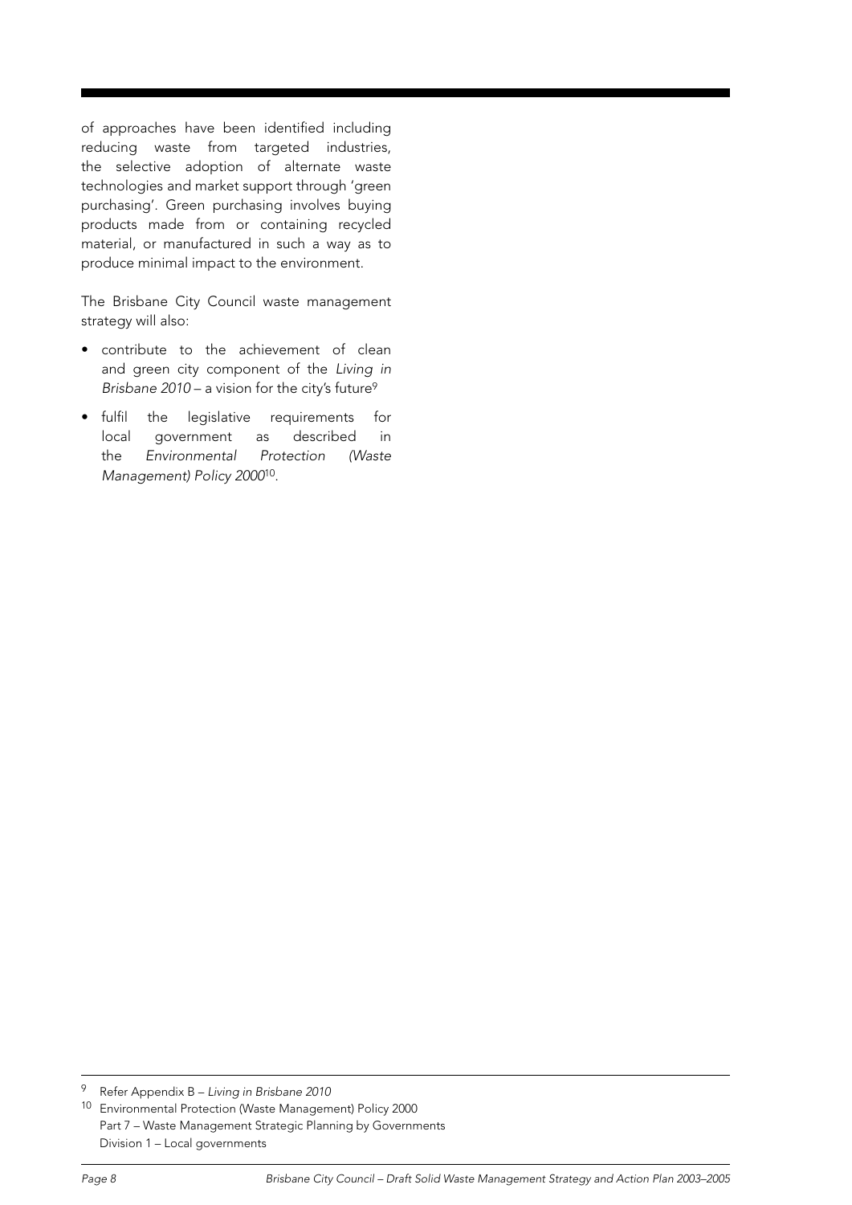of approaches have been identified including reducing waste from targeted industries, the selective adoption of alternate waste technologies and market support through 'green purchasing'. Green purchasing involves buying products made from or containing recycled material, or manufactured in such a way as to produce minimal impact to the environment.

The Brisbane City Council waste management strategy will also:

- contribute to the achievement of clean and green city component of the *Living in Brisbane 2010* – a vision for the city's future[9]
- fulfil the legislative requirements for local government as described in the *Environmental Protection (Waste Management) Policy 2000*[10].

---

[9] Refer Appendix B – *Living in Brisbane 2010*

[10] Environmental Protection (Waste Management) Policy 2000
Part 7 – Waste Management Strategic Planning by Governments
Division 1 – Local governments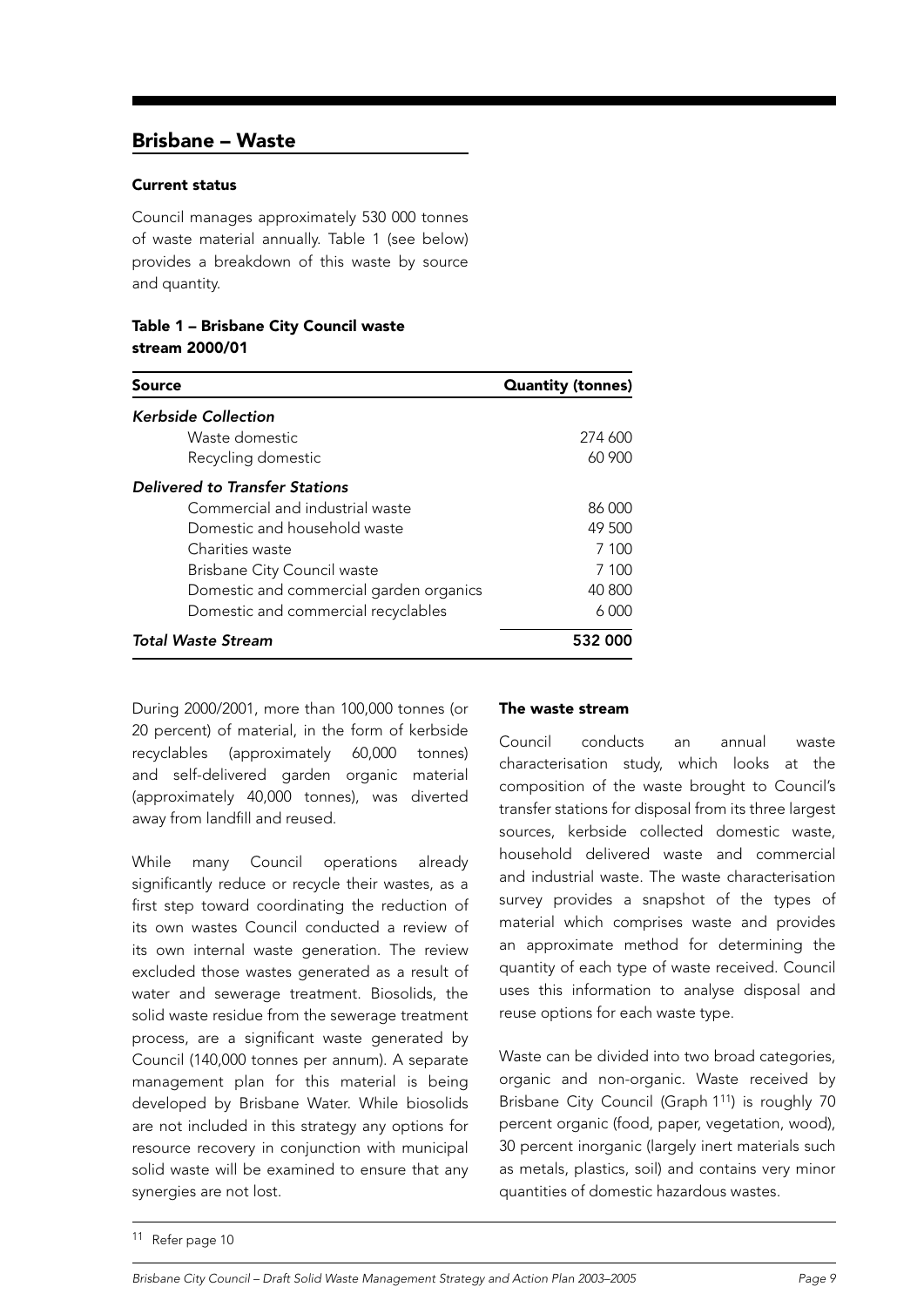## Brisbane – Waste

### Current status

Council manages approximately 530 000 tonnes of waste material annually. Table 1 (see below) provides a breakdown of this waste by source and quantity.

**Table 1 – Brisbane City Council waste stream 2000/01**

| Source | Quantity (tonnes) |
|---|---|
| *Kerbside Collection* | |
| Waste domestic | 274 600 |
| Recycling domestic | 60 900 |
| *Delivered to Transfer Stations* | |
| Commercial and industrial waste | 86 000 |
| Domestic and household waste | 49 500 |
| Charities waste | 7 100 |
| Brisbane City Council waste | 7 100 |
| Domestic and commercial garden organics | 40 800 |
| Domestic and commercial recyclables | 6 000 |
| *Total Waste Stream* | **532 000** |

During 2000/2001, more than 100,000 tonnes (or 20 percent) of material, in the form of kerbside recyclables (approximately 60,000 tonnes) and self-delivered garden organic material (approximately 40,000 tonnes), was diverted away from landfill and reused.

While many Council operations already significantly reduce or recycle their wastes, as a first step toward coordinating the reduction of its own wastes Council conducted a review of its own internal waste generation. The review excluded those wastes generated as a result of water and sewerage treatment. Biosolids, the solid waste residue from the sewerage treatment process, are a significant waste generated by Council (140,000 tonnes per annum). A separate management plan for this material is being developed by Brisbane Water. While biosolids are not included in this strategy any options for resource recovery in conjunction with municipal solid waste will be examined to ensure that any synergies are not lost.

### The waste stream

Council conducts an annual waste characterisation study, which looks at the composition of the waste brought to Council's transfer stations for disposal from its three largest sources, kerbside collected domestic waste, household delivered waste and commercial and industrial waste. The waste characterisation survey provides a snapshot of the types of material which comprises waste and provides an approximate method for determining the quantity of each type of waste received. Council uses this information to analyse disposal and reuse options for each waste type.

Waste can be divided into two broad categories, organic and non-organic. Waste received by Brisbane City Council (Graph 1[11]) is roughly 70 percent organic (food, paper, vegetation, wood), 30 percent inorganic (largely inert materials such as metals, plastics, soil) and contains very minor quantities of domestic hazardous wastes.

[11] Refer page 10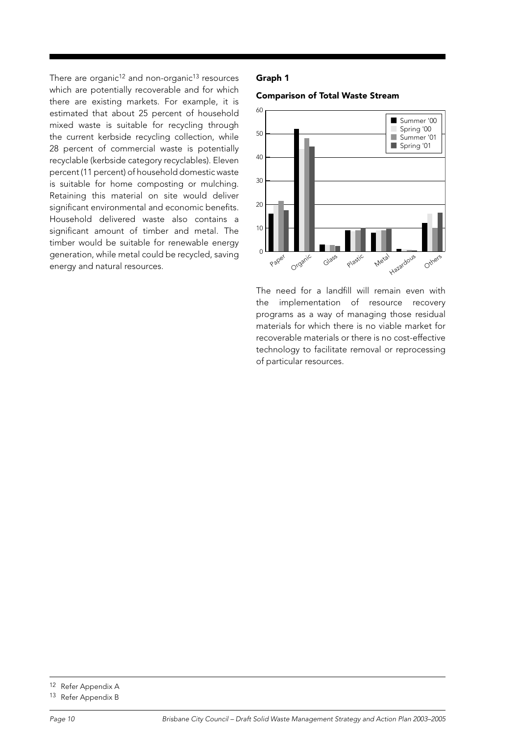There are organic[12] and non-organic[13] resources which are potentially recoverable and for which there are existing markets. For example, it is estimated that about 25 percent of household mixed waste is suitable for recycling through the current kerbside recycling collection, while 28 percent of commercial waste is potentially recyclable (kerbside category recyclables). Eleven percent (11 percent) of household domestic waste is suitable for home composting or mulching. Retaining this material on site would deliver significant environmental and economic benefits. Household delivered waste also contains a significant amount of timber and metal. The timber would be suitable for renewable energy generation, while metal could be recycled, saving energy and natural resources.

**Graph 1**

**Comparison of Total Waste Stream**

The need for a landfill will remain even with the implementation of resource recovery programs as a way of managing those residual materials for which there is no viable market for recoverable materials or there is no cost-effective technology to facilitate removal or reprocessing of particular resources.

---

[12] Refer Appendix A

[13] Refer Appendix B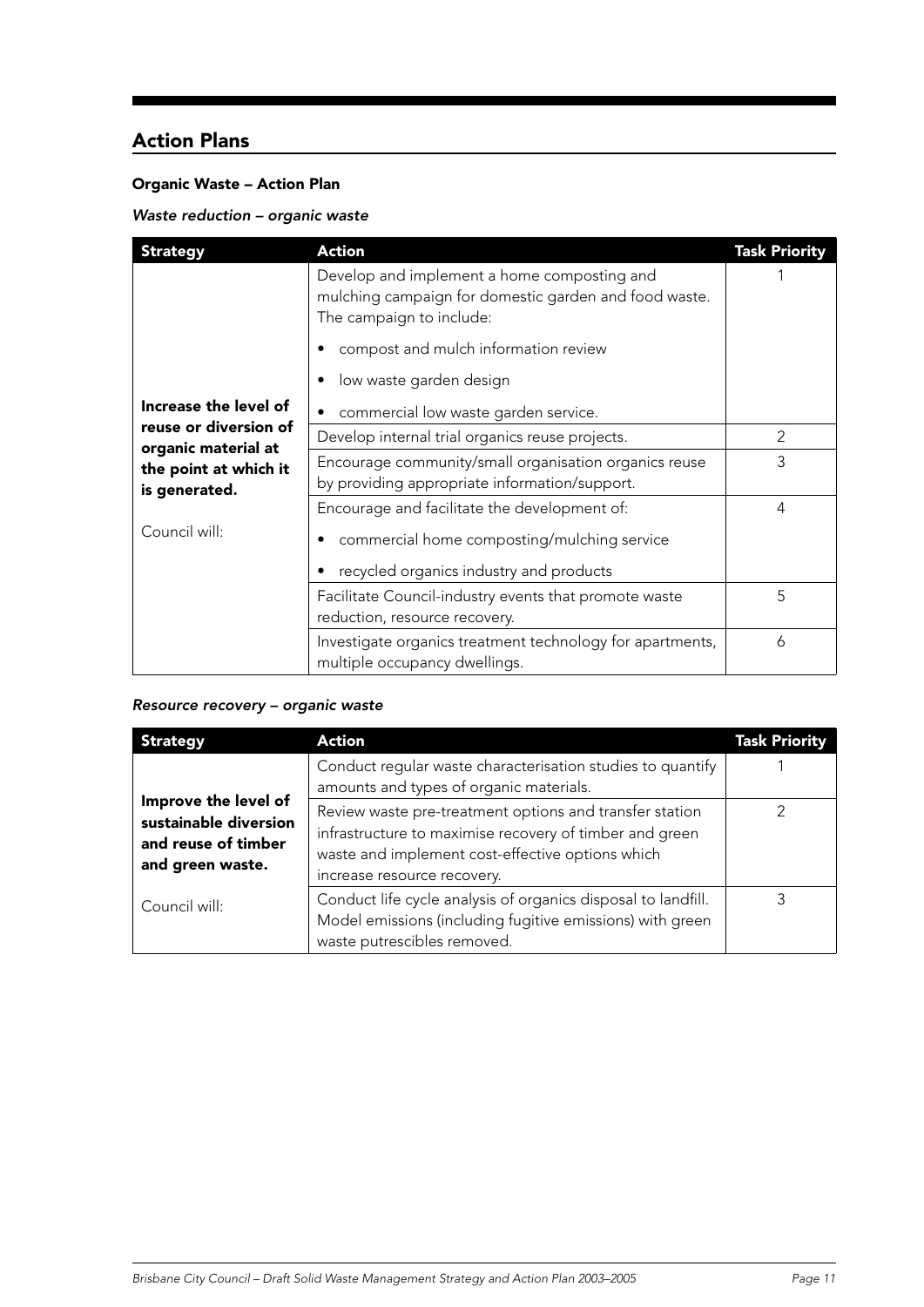## Action Plans

### Organic Waste – Action Plan

*Waste reduction – organic waste*

| Strategy | Action | Task Priority |
|---|---|---|
| **Increase the level of reuse or diversion of organic material at the point at which it is generated.**<br><br>Council will: | Develop and implement a home composting and mulching campaign for domestic garden and food waste. The campaign to include:<br>• compost and mulch information review<br>• low waste garden design<br>• commercial low waste garden service. | 1 |
| | Develop internal trial organics reuse projects. | 2 |
| | Encourage community/small organisation organics reuse by providing appropriate information/support. | 3 |
| | Encourage and facilitate the development of:<br>• commercial home composting/mulching service<br>• recycled organics industry and products | 4 |
| | Facilitate Council-industry events that promote waste reduction, resource recovery. | 5 |
| | Investigate organics treatment technology for apartments, multiple occupancy dwellings. | 6 |

*Resource recovery – organic waste*

| Strategy | Action | Task Priority |
|---|---|---|
| **Improve the level of sustainable diversion and reuse of timber and green waste.**<br><br>Council will: | Conduct regular waste characterisation studies to quantify amounts and types of organic materials. | 1 |
| | Review waste pre-treatment options and transfer station infrastructure to maximise recovery of timber and green waste and implement cost-effective options which increase resource recovery. | 2 |
| | Conduct life cycle analysis of organics disposal to landfill. Model emissions (including fugitive emissions) with green waste putrescibles removed. | 3 |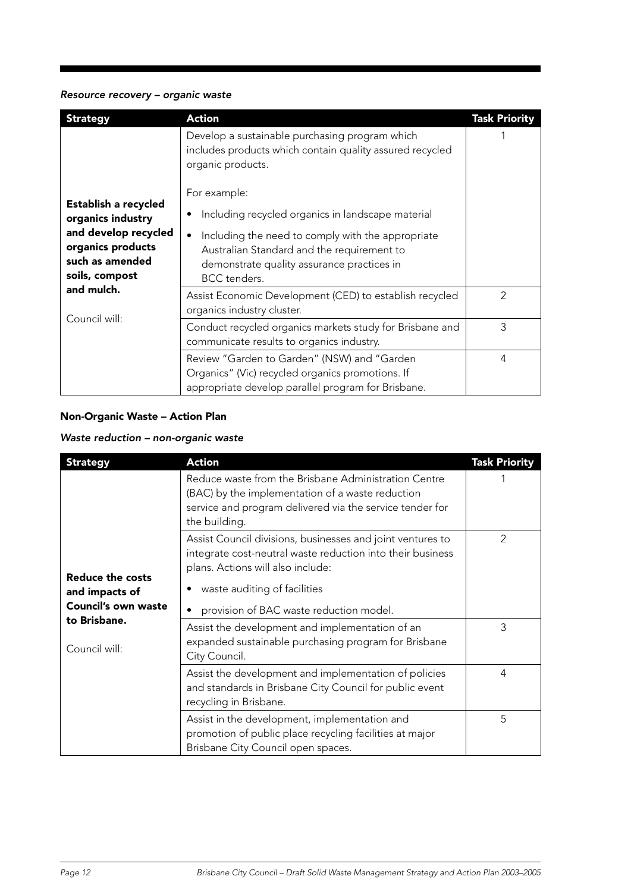*Resource recovery – organic waste*

| Strategy | Action | Task Priority |
|---|---|---|
| **Establish a recycled organics industry and develop recycled organics products such as amended soils, compost and mulch.**<br><br>Council will: | Develop a sustainable purchasing program which includes products which contain quality assured recycled organic products.<br><br>For example:<br>• Including recycled organics in landscape material<br>• Including the need to comply with the appropriate Australian Standard and the requirement to demonstrate quality assurance practices in BCC tenders. | 1 |
| | Assist Economic Development (CED) to establish recycled organics industry cluster. | 2 |
| | Conduct recycled organics markets study for Brisbane and communicate results to organics industry. | 3 |
| | Review "Garden to Garden" (NSW) and "Garden Organics" (Vic) recycled organics promotions. If appropriate develop parallel program for Brisbane. | 4 |

## Non-Organic Waste – Action Plan

*Waste reduction – non-organic waste*

| Strategy | Action | Task Priority |
|---|---|---|
| **Reduce the costs and impacts of Council's own waste to Brisbane.**<br><br>Council will: | Reduce waste from the Brisbane Administration Centre (BAC) by the implementation of a waste reduction service and program delivered via the service tender for the building. | 1 |
| | Assist Council divisions, businesses and joint ventures to integrate cost-neutral waste reduction into their business plans. Actions will also include:<br>• waste auditing of facilities<br>• provision of BAC waste reduction model. | 2 |
| | Assist the development and implementation of an expanded sustainable purchasing program for Brisbane City Council. | 3 |
| | Assist the development and implementation of policies and standards in Brisbane City Council for public event recycling in Brisbane. | 4 |
| | Assist in the development, implementation and promotion of public place recycling facilities at major Brisbane City Council open spaces. | 5 |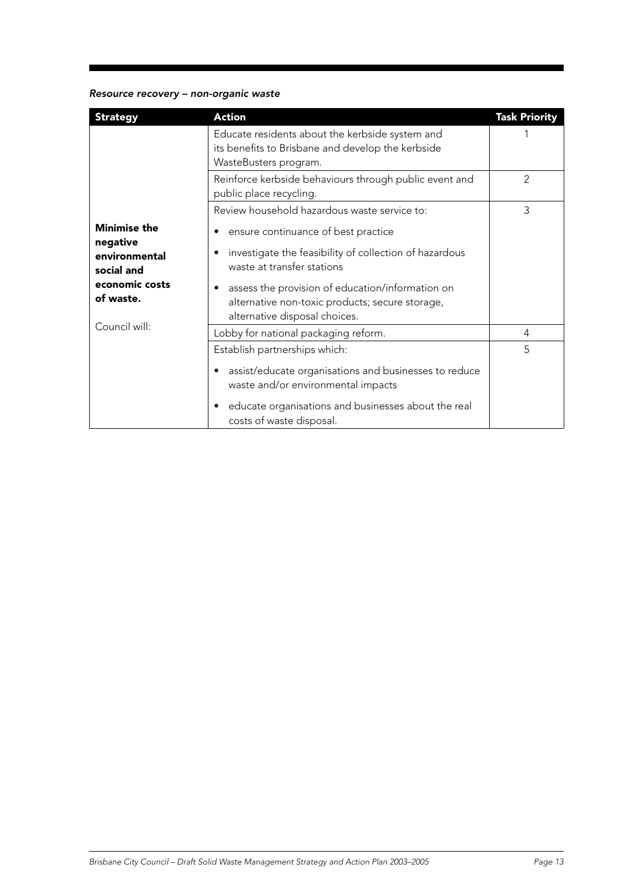*Resource recovery – non-organic waste*

| Strategy | Action | Task Priority |
|---|---|---|
| **Minimise the negative environmental social and economic costs of waste.**<br><br>Council will: | Educate residents about the kerbside system and its benefits to Brisbane and develop the kerbside WasteBusters program. | 1 |
| | Reinforce kerbside behaviours through public event and public place recycling. | 2 |
| | Review household hazardous waste service to:<br>• ensure continuance of best practice<br>• investigate the feasibility of collection of hazardous waste at transfer stations<br>• assess the provision of education/information on alternative non-toxic products; secure storage, alternative disposal choices. | 3 |
| | Lobby for national packaging reform. | 4 |
| | Establish partnerships which:<br>• assist/educate organisations and businesses to reduce waste and/or environmental impacts<br>• educate organisations and businesses about the real costs of waste disposal. | 5 |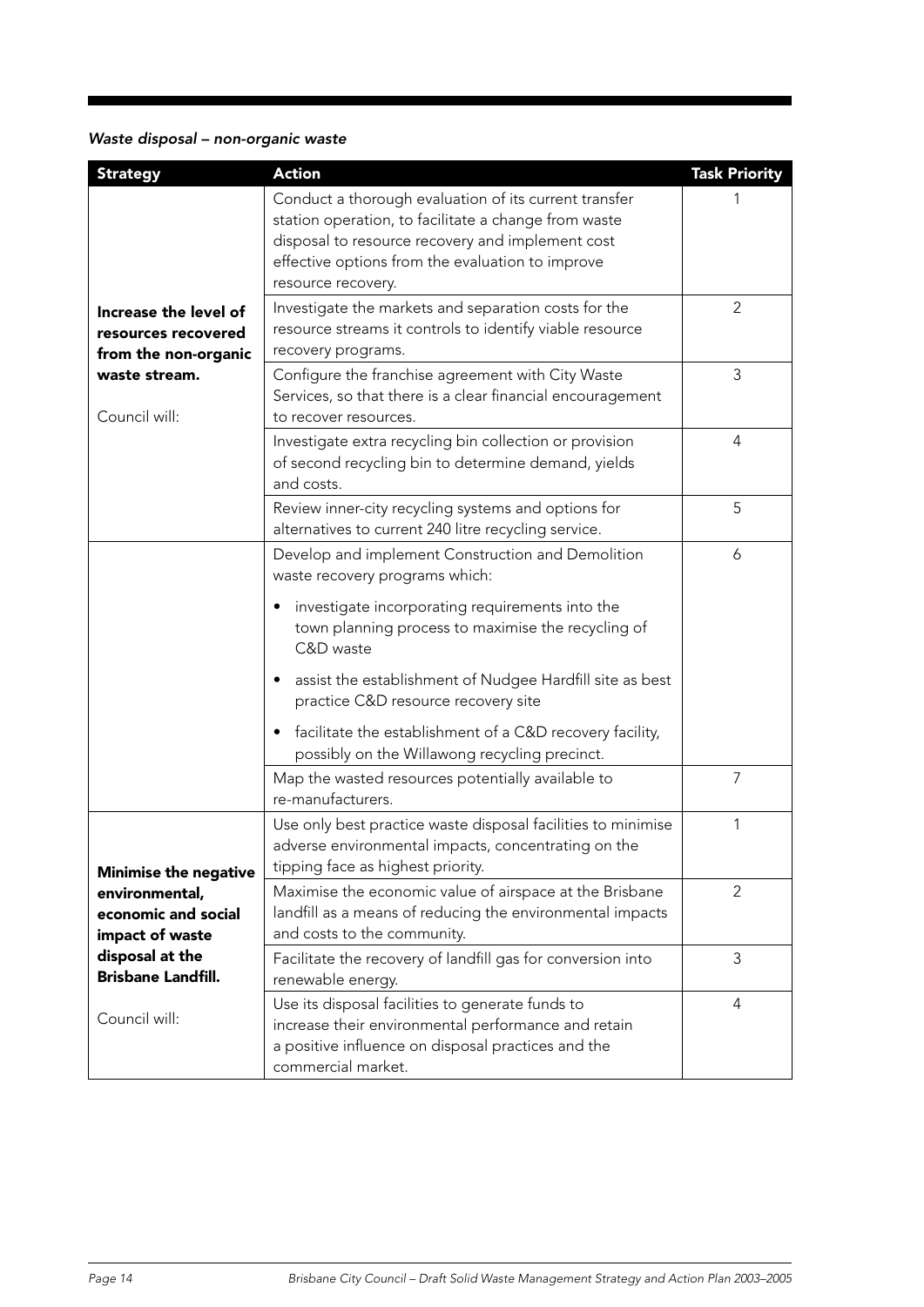*Waste disposal – non-organic waste*

| Strategy | Action | Task Priority |
|---|---|---|
| **Increase the level of resources recovered from the non-organic waste stream.**<br><br>Council will: | Conduct a thorough evaluation of its current transfer station operation, to facilitate a change from waste disposal to resource recovery and implement cost effective options from the evaluation to improve resource recovery. | 1 |
| | Investigate the markets and separation costs for the resource streams it controls to identify viable resource recovery programs. | 2 |
| | Configure the franchise agreement with City Waste Services, so that there is a clear financial encouragement to recover resources. | 3 |
| | Investigate extra recycling bin collection or provision of second recycling bin to determine demand, yields and costs. | 4 |
| | Review inner-city recycling systems and options for alternatives to current 240 litre recycling service. | 5 |
| | Develop and implement Construction and Demolition waste recovery programs which:<br>• investigate incorporating requirements into the town planning process to maximise the recycling of C&D waste<br>• assist the establishment of Nudgee Hardfill site as best practice C&D resource recovery site<br>• facilitate the establishment of a C&D recovery facility, possibly on the Willawong recycling precinct. | 6 |
| | Map the wasted resources potentially available to re-manufacturers. | 7 |
| **Minimise the negative environmental, economic and social impact of waste disposal at the Brisbane Landfill.**<br><br>Council will: | Use only best practice waste disposal facilities to minimise adverse environmental impacts, concentrating on the tipping face as highest priority. | 1 |
| | Maximise the economic value of airspace at the Brisbane landfill as a means of reducing the environmental impacts and costs to the community. | 2 |
| | Facilitate the recovery of landfill gas for conversion into renewable energy. | 3 |
| | Use its disposal facilities to generate funds to increase their environmental performance and retain a positive influence on disposal practices and the commercial market. | 4 |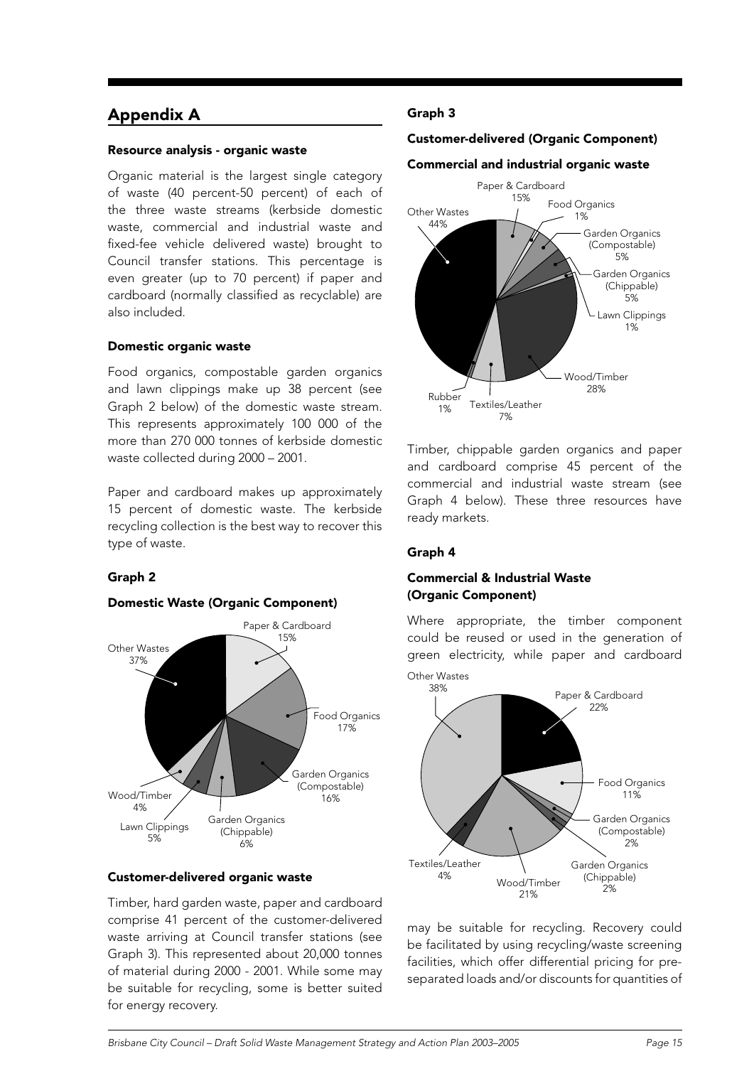## Appendix A

### Resource analysis - organic waste

Organic material is the largest single category of waste (40 percent-50 percent) of each of the three waste streams (kerbside domestic waste, commercial and industrial waste and fixed-fee vehicle delivered waste) brought to Council transfer stations. This percentage is even greater (up to 70 percent) if paper and cardboard (normally classified as recyclable) are also included.

### Domestic organic waste

Food organics, compostable garden organics and lawn clippings make up 38 percent (see Graph 2 below) of the domestic waste stream. This represents approximately 100 000 of the more than 270 000 tonnes of kerbside domestic waste collected during 2000 – 2001.

Paper and cardboard makes up approximately 15 percent of domestic waste. The kerbside recycling collection is the best way to recover this type of waste.

### Graph 2

**Domestic Waste (Organic Component)**

Other Wastes 37%, Paper & Cardboard 15%, Food Organics 17%, Garden Organics (Compostable) 16%, Garden Organics (Chippable) 6%, Lawn Clippings 5%, Wood/Timber 4%

### Customer-delivered organic waste

Timber, hard garden waste, paper and cardboard comprise 41 percent of the customer-delivered waste arriving at Council transfer stations (see Graph 3). This represented about 20,000 tonnes of material during 2000 - 2001. While some may be suitable for recycling, some is better suited for energy recovery.

### Graph 3

**Customer-delivered (Organic Component)**

**Commercial and industrial organic waste**

Other Wastes 44%, Paper & Cardboard 15%, Food Organics 1%, Garden Organics (Compostable) 5%, Garden Organics (Chippable) 5%, Lawn Clippings 1%, Wood/Timber 28%, Textiles/Leather 7%, Rubber 1%

Timber, chippable garden organics and paper and cardboard comprise 45 percent of the commercial and industrial waste stream (see Graph 4 below). These three resources have ready markets.

### Graph 4

**Commercial & Industrial Waste (Organic Component)**

Where appropriate, the timber component could be reused or used in the generation of green electricity, while paper and cardboard may be suitable for recycling. Recovery could be facilitated by using recycling/waste screening facilities, which offer differential pricing for pre-separated loads and/or discounts for quantities of

Other Wastes 38%, Paper & Cardboard 22%, Food Organics 11%, Garden Organics (Compostable) 2%, Garden Organics (Chippable) 2%, Wood/Timber 21%, Textiles/Leather 4%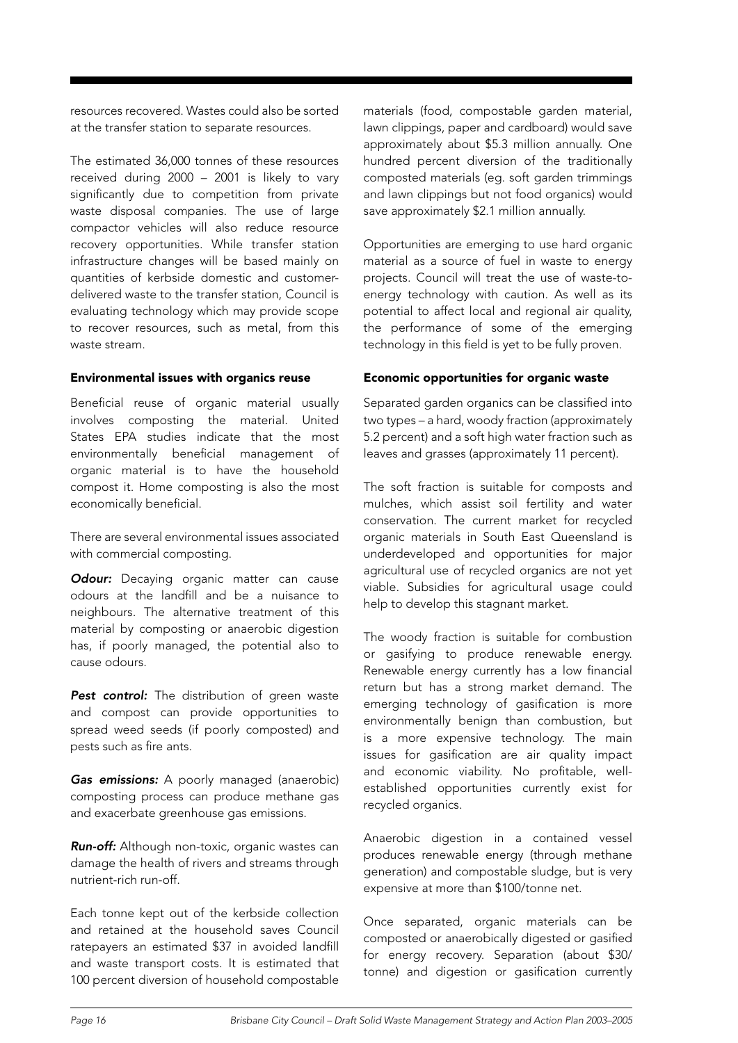resources recovered. Wastes could also be sorted at the transfer station to separate resources.

The estimated 36,000 tonnes of these resources received during 2000 – 2001 is likely to vary significantly due to competition from private waste disposal companies. The use of large compactor vehicles will also reduce resource recovery opportunities. While transfer station infrastructure changes will be based mainly on quantities of kerbside domestic and customer-delivered waste to the transfer station, Council is evaluating technology which may provide scope to recover resources, such as metal, from this waste stream.

#### Environmental issues with organics reuse

Beneficial reuse of organic material usually involves composting the material. United States EPA studies indicate that the most environmentally beneficial management of organic material is to have the household compost it. Home composting is also the most economically beneficial.

There are several environmental issues associated with commercial composting.

***Odour:*** Decaying organic matter can cause odours at the landfill and be a nuisance to neighbours. The alternative treatment of this material by composting or anaerobic digestion has, if poorly managed, the potential also to cause odours.

***Pest control:*** The distribution of green waste and compost can provide opportunities to spread weed seeds (if poorly composted) and pests such as fire ants.

***Gas emissions:*** A poorly managed (anaerobic) composting process can produce methane gas and exacerbate greenhouse gas emissions.

***Run-off:*** Although non-toxic, organic wastes can damage the health of rivers and streams through nutrient-rich run-off.

Each tonne kept out of the kerbside collection and retained at the household saves Council ratepayers an estimated $37 in avoided landfill and waste transport costs. It is estimated that 100 percent diversion of household compostable materials (food, compostable garden material, lawn clippings, paper and cardboard) would save approximately about $5.3 million annually. One hundred percent diversion of the traditionally composted materials (eg. soft garden trimmings and lawn clippings but not food organics) would save approximately $2.1 million annually.

Opportunities are emerging to use hard organic material as a source of fuel in waste to energy projects. Council will treat the use of waste-to-energy technology with caution. As well as its potential to affect local and regional air quality, the performance of some of the emerging technology in this field is yet to be fully proven.

#### Economic opportunities for organic waste

Separated garden organics can be classified into two types – a hard, woody fraction (approximately 5.2 percent) and a soft high water fraction such as leaves and grasses (approximately 11 percent).

The soft fraction is suitable for composts and mulches, which assist soil fertility and water conservation. The current market for recycled organic materials in South East Queensland is underdeveloped and opportunities for major agricultural use of recycled organics are not yet viable. Subsidies for agricultural usage could help to develop this stagnant market.

The woody fraction is suitable for combustion or gasifying to produce renewable energy. Renewable energy currently has a low financial return but has a strong market demand. The emerging technology of gasification is more environmentally benign than combustion, but is a more expensive technology. The main issues for gasification are air quality impact and economic viability. No profitable, well-established opportunities currently exist for recycled organics.

Anaerobic digestion in a contained vessel produces renewable energy (through methane generation) and compostable sludge, but is very expensive at more than $100/tonne net.

Once separated, organic materials can be composted or anaerobically digested or gasified for energy recovery. Separation (about $30/tonne) and digestion or gasification currently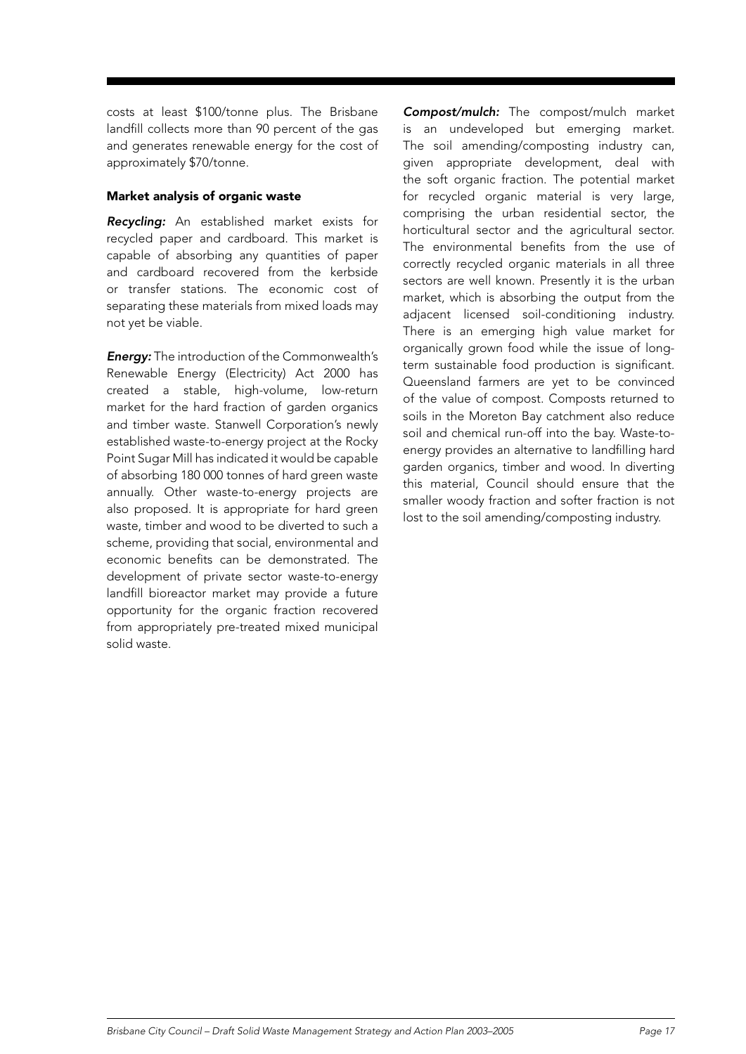costs at least $100/tonne plus. The Brisbane landfill collects more than 90 percent of the gas and generates renewable energy for the cost of approximately $70/tonne.

### Market analysis of organic waste

***Recycling:*** An established market exists for recycled paper and cardboard. This market is capable of absorbing any quantities of paper and cardboard recovered from the kerbside or transfer stations. The economic cost of separating these materials from mixed loads may not yet be viable.

***Energy:*** The introduction of the Commonwealth's Renewable Energy (Electricity) Act 2000 has created a stable, high-volume, low-return market for the hard fraction of garden organics and timber waste. Stanwell Corporation's newly established waste-to-energy project at the Rocky Point Sugar Mill has indicated it would be capable of absorbing 180 000 tonnes of hard green waste annually. Other waste-to-energy projects are also proposed. It is appropriate for hard green waste, timber and wood to be diverted to such a scheme, providing that social, environmental and economic benefits can be demonstrated. The development of private sector waste-to-energy landfill bioreactor market may provide a future opportunity for the organic fraction recovered from appropriately pre-treated mixed municipal solid waste.

***Compost/mulch:*** The compost/mulch market is an undeveloped but emerging market. The soil amending/composting industry can, given appropriate development, deal with the soft organic fraction. The potential market for recycled organic material is very large, comprising the urban residential sector, the horticultural sector and the agricultural sector. The environmental benefits from the use of correctly recycled organic materials in all three sectors are well known. Presently it is the urban market, which is absorbing the output from the adjacent licensed soil-conditioning industry. There is an emerging high value market for organically grown food while the issue of long-term sustainable food production is significant. Queensland farmers are yet to be convinced of the value of compost. Composts returned to soils in the Moreton Bay catchment also reduce soil and chemical run-off into the bay. Waste-to-energy provides an alternative to landfilling hard garden organics, timber and wood. In diverting this material, Council should ensure that the smaller woody fraction and softer fraction is not lost to the soil amending/composting industry.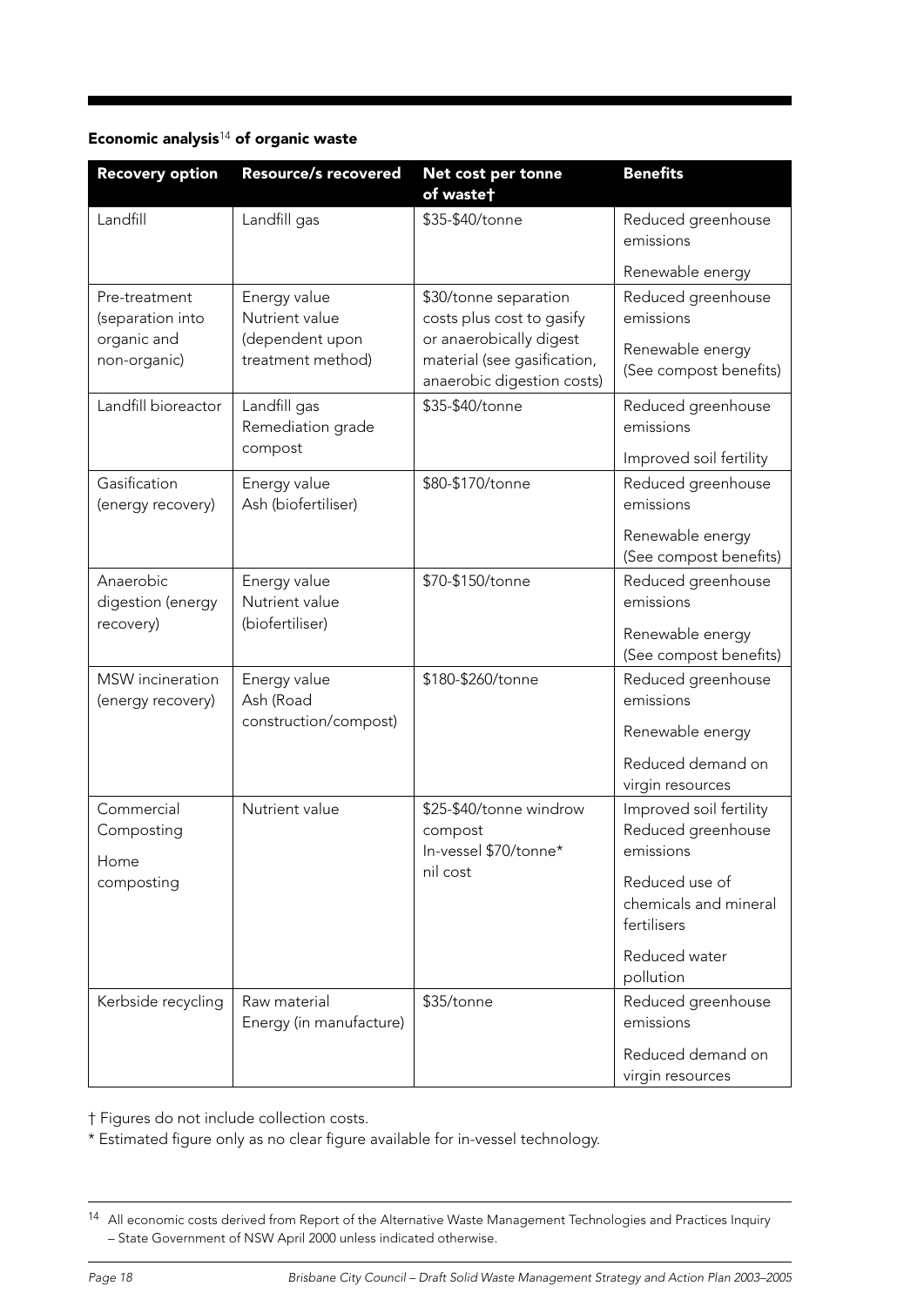**Economic analysis**[14] **of organic waste**

| Recovery option | Resource/s recovered | Net cost per tonne of waste† | Benefits |
|---|---|---|---|
| Landfill | Landfill gas | \$35-\$40/tonne | Reduced greenhouse emissions<br>Renewable energy |
| Pre-treatment (separation into organic and non-organic) | Energy value<br>Nutrient value (dependent upon treatment method) | \$30/tonne separation costs plus cost to gasify or anaerobically digest material (see gasification, anaerobic digestion costs) | Reduced greenhouse emissions<br>Renewable energy (See compost benefits) |
| Landfill bioreactor | Landfill gas<br>Remediation grade compost | \$35-\$40/tonne | Reduced greenhouse emissions<br>Improved soil fertility |
| Gasification (energy recovery) | Energy value<br>Ash (biofertiliser) | \$80-\$170/tonne | Reduced greenhouse emissions<br>Renewable energy (See compost benefits) |
| Anaerobic digestion (energy recovery) | Energy value<br>Nutrient value (biofertiliser) | \$70-\$150/tonne | Reduced greenhouse emissions<br>Renewable energy (See compost benefits) |
| MSW incineration (energy recovery) | Energy value<br>Ash (Road construction/compost) | \$180-\$260/tonne | Reduced greenhouse emissions<br>Renewable energy<br>Reduced demand on virgin resources |
| Commercial Composting<br>Home composting | Nutrient value | \$25-\$40/tonne windrow compost<br>In-vessel \$70/tonne*<br>nil cost | Improved soil fertility<br>Reduced greenhouse emissions<br>Reduced use of chemicals and mineral fertilisers<br>Reduced water pollution |
| Kerbside recycling | Raw material<br>Energy (in manufacture) | \$35/tonne | Reduced greenhouse emissions<br>Reduced demand on virgin resources |

† Figures do not include collection costs.

* Estimated figure only as no clear figure available for in-vessel technology.

[14] All economic costs derived from Report of the Alternative Waste Management Technologies and Practices Inquiry – State Government of NSW April 2000 unless indicated otherwise.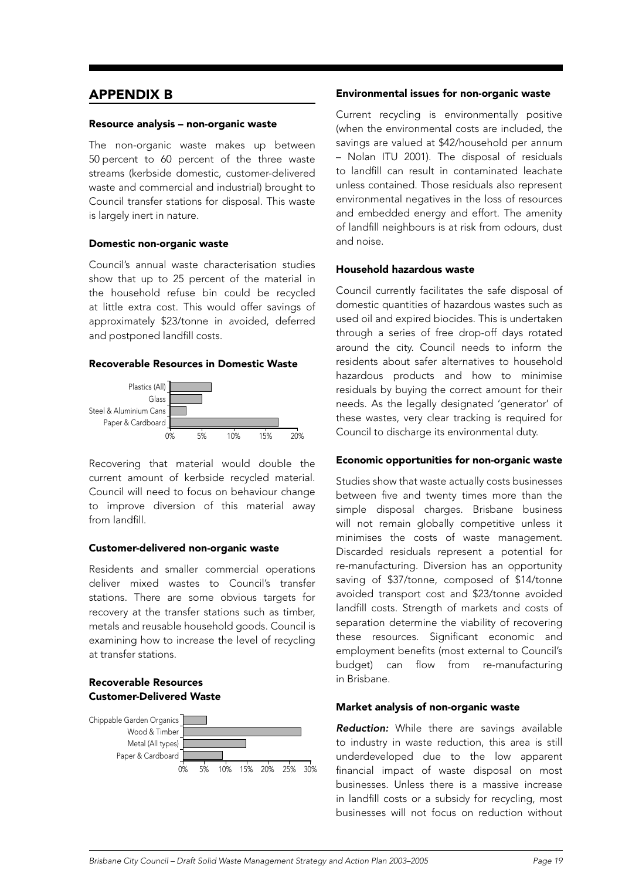## APPENDIX B

### Resource analysis – non-organic waste

The non-organic waste makes up between 50 percent to 60 percent of the three waste streams (kerbside domestic, customer-delivered waste and commercial and industrial) brought to Council transfer stations for disposal. This waste is largely inert in nature.

### Domestic non-organic waste

Council's annual waste characterisation studies show that up to 25 percent of the material in the household refuse bin could be recycled at little extra cost. This would offer savings of approximately $23/tonne in avoided, deferred and postponed landfill costs.

### Recoverable Resources in Domestic Waste

Plastics (All)
Glass
Steel & Aluminium Cans
Paper & Cardboard

0% 5% 10% 15% 20%

Recovering that material would double the current amount of kerbside recycled material. Council will need to focus on behaviour change to improve diversion of this material away from landfill.

### Customer-delivered non-organic waste

Residents and smaller commercial operations deliver mixed wastes to Council's transfer stations. There are some obvious targets for recovery at the transfer stations such as timber, metals and reusable household goods. Council is examining how to increase the level of recycling at transfer stations.

### Recoverable Resources Customer-Delivered Waste

Chippable Garden Organics
Wood & Timber
Metal (All types)
Paper & Cardboard

0% 5% 10% 15% 20% 25% 30%

### Environmental issues for non-organic waste

Current recycling is environmentally positive (when the environmental costs are included, the savings are valued at $42/household per annum – Nolan ITU 2001). The disposal of residuals to landfill can result in contaminated leachate unless contained. Those residuals also represent environmental negatives in the loss of resources and embedded energy and effort. The amenity of landfill neighbours is at risk from odours, dust and noise.

### Household hazardous waste

Council currently facilitates the safe disposal of domestic quantities of hazardous wastes such as used oil and expired biocides. This is undertaken through a series of free drop-off days rotated around the city. Council needs to inform the residents about safer alternatives to household hazardous products and how to minimise residuals by buying the correct amount for their needs. As the legally designated 'generator' of these wastes, very clear tracking is required for Council to discharge its environmental duty.

### Economic opportunities for non-organic waste

Studies show that waste actually costs businesses between five and twenty times more than the simple disposal charges. Brisbane business will not remain globally competitive unless it minimises the costs of waste management. Discarded residuals represent a potential for re-manufacturing. Diversion has an opportunity saving of $37/tonne, composed of $14/tonne avoided transport cost and $23/tonne avoided landfill costs. Strength of markets and costs of separation determine the viability of recovering these resources. Significant economic and employment benefits (most external to Council's budget) can flow from re-manufacturing in Brisbane.

### Market analysis of non-organic waste

***Reduction:*** While there are savings available to industry in waste reduction, this area is still underdeveloped due to the low apparent financial impact of waste disposal on most businesses. Unless there is a massive increase in landfill costs or a subsidy for recycling, most businesses will not focus on reduction without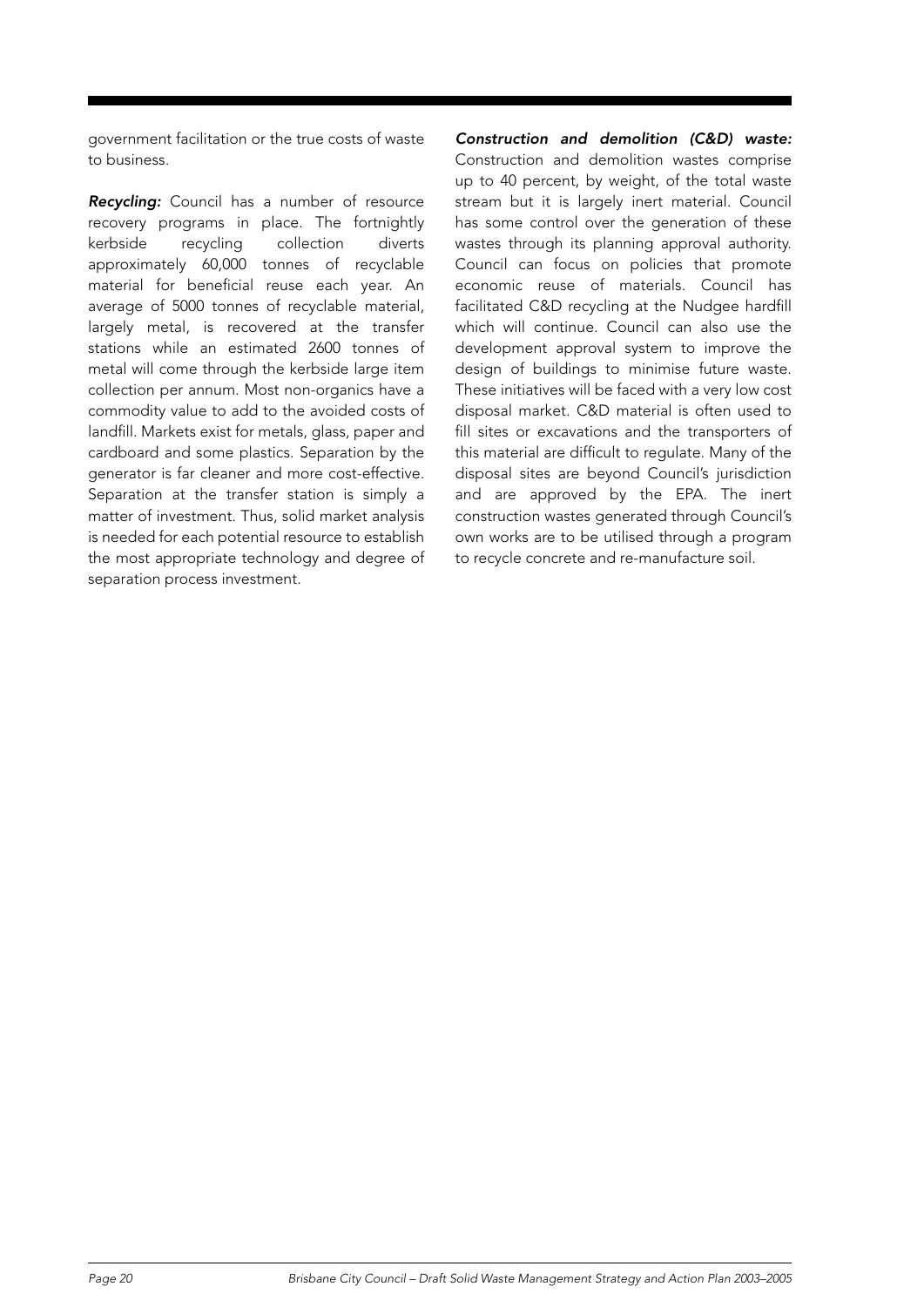government facilitation or the true costs of waste to business.

***Recycling:*** Council has a number of resource recovery programs in place. The fortnightly kerbside recycling collection diverts approximately 60,000 tonnes of recyclable material for beneficial reuse each year. An average of 5000 tonnes of recyclable material, largely metal, is recovered at the transfer stations while an estimated 2600 tonnes of metal will come through the kerbside large item collection per annum. Most non-organics have a commodity value to add to the avoided costs of landfill. Markets exist for metals, glass, paper and cardboard and some plastics. Separation by the generator is far cleaner and more cost-effective. Separation at the transfer station is simply a matter of investment. Thus, solid market analysis is needed for each potential resource to establish the most appropriate technology and degree of separation process investment.

***Construction and demolition (C&D) waste:*** Construction and demolition wastes comprise up to 40 percent, by weight, of the total waste stream but it is largely inert material. Council has some control over the generation of these wastes through its planning approval authority. Council can focus on policies that promote economic reuse of materials. Council has facilitated C&D recycling at the Nudgee hardfill which will continue. Council can also use the development approval system to improve the design of buildings to minimise future waste. These initiatives will be faced with a very low cost disposal market. C&D material is often used to fill sites or excavations and the transporters of this material are difficult to regulate. Many of the disposal sites are beyond Council's jurisdiction and are approved by the EPA. The inert construction wastes generated through Council's own works are to be utilised through a program to recycle concrete and re-manufacture soil.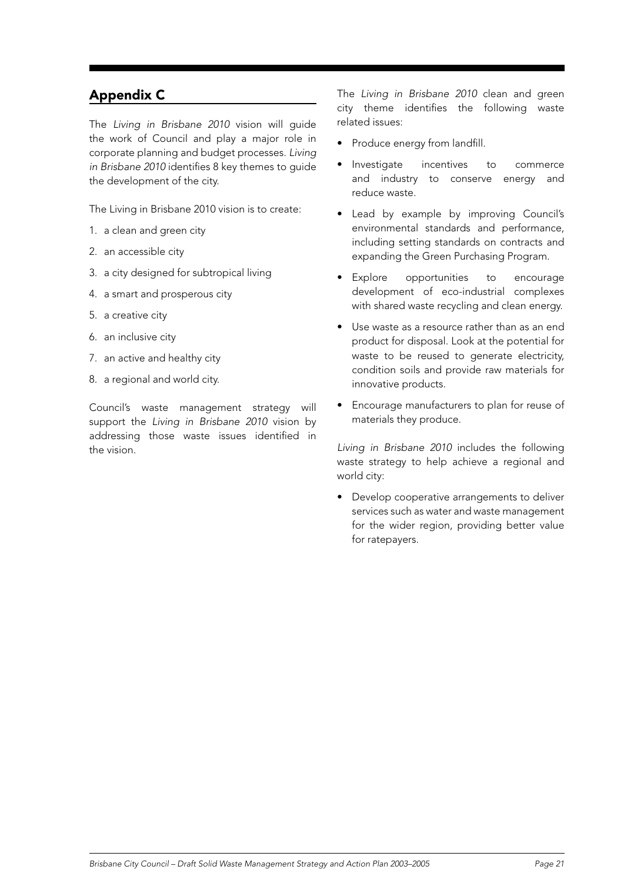## Appendix C

The *Living in Brisbane 2010* vision will guide the work of Council and play a major role in corporate planning and budget processes. *Living in Brisbane 2010* identifies 8 key themes to guide the development of the city.

The Living in Brisbane 2010 vision is to create:

1. a clean and green city
2. an accessible city
3. a city designed for subtropical living
4. a smart and prosperous city
5. a creative city
6. an inclusive city
7. an active and healthy city
8. a regional and world city.

Council's waste management strategy will support the *Living in Brisbane 2010* vision by addressing those waste issues identified in the vision.

The *Living in Brisbane 2010* clean and green city theme identifies the following waste related issues:

- Produce energy from landfill.
- Investigate incentives to commerce and industry to conserve energy and reduce waste.
- Lead by example by improving Council's environmental standards and performance, including setting standards on contracts and expanding the Green Purchasing Program.
- Explore opportunities to encourage development of eco-industrial complexes with shared waste recycling and clean energy.
- Use waste as a resource rather than as an end product for disposal. Look at the potential for waste to be reused to generate electricity, condition soils and provide raw materials for innovative products.
- Encourage manufacturers to plan for reuse of materials they produce.

*Living in Brisbane 2010* includes the following waste strategy to help achieve a regional and world city:

- Develop cooperative arrangements to deliver services such as water and waste management for the wider region, providing better value for ratepayers.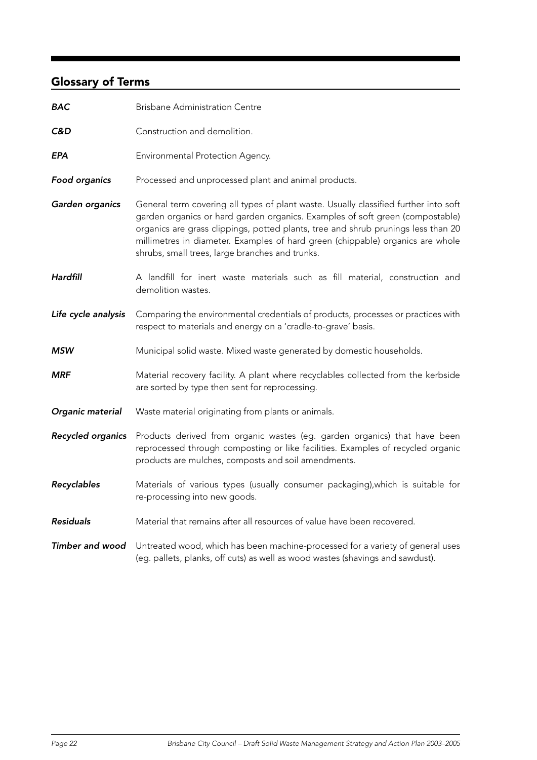## Glossary of Terms

***BAC*** Brisbane Administration Centre

***C&D*** Construction and demolition.

***EPA*** Environmental Protection Agency.

***Food organics*** Processed and unprocessed plant and animal products.

***Garden organics*** General term covering all types of plant waste. Usually classified further into soft garden organics or hard garden organics. Examples of soft green (compostable) organics are grass clippings, potted plants, tree and shrub prunings less than 20 millimetres in diameter. Examples of hard green (chippable) organics are whole shrubs, small trees, large branches and trunks.

***Hardfill*** A landfill for inert waste materials such as fill material, construction and demolition wastes.

***Life cycle analysis*** Comparing the environmental credentials of products, processes or practices with respect to materials and energy on a 'cradle-to-grave' basis.

***MSW*** Municipal solid waste. Mixed waste generated by domestic households.

***MRF*** Material recovery facility. A plant where recyclables collected from the kerbside are sorted by type then sent for reprocessing.

***Organic material*** Waste material originating from plants or animals.

***Recycled organics*** Products derived from organic wastes (eg. garden organics) that have been reprocessed through composting or like facilities. Examples of recycled organic products are mulches, composts and soil amendments.

***Recyclables*** Materials of various types (usually consumer packaging),which is suitable for re-processing into new goods.

***Residuals*** Material that remains after all resources of value have been recovered.

***Timber and wood*** Untreated wood, which has been machine-processed for a variety of general uses (eg. pallets, planks, off cuts) as well as wood wastes (shavings and sawdust).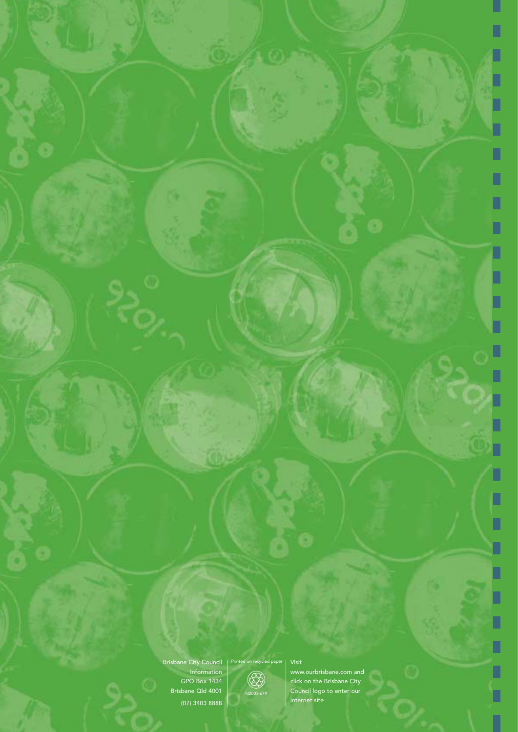Brisbane City Council
Information
GPO Box 1434
Brisbane Qld 4001
(07) 3403 8888

Printed on recycled paper

N2003-679

Visit
www.ourbrisbane.com and click on the Brisbane City Council logo to enter our internet site